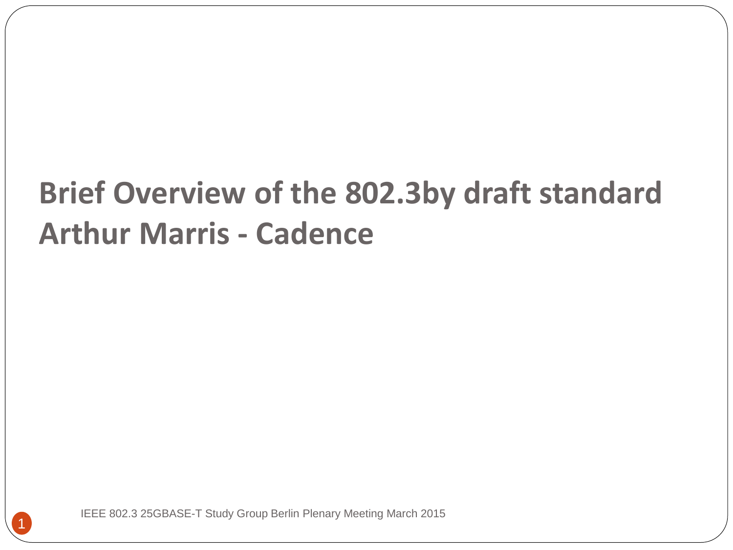# Brief Overview of the 802.3by draft standard
# Arthur Marris - Cadence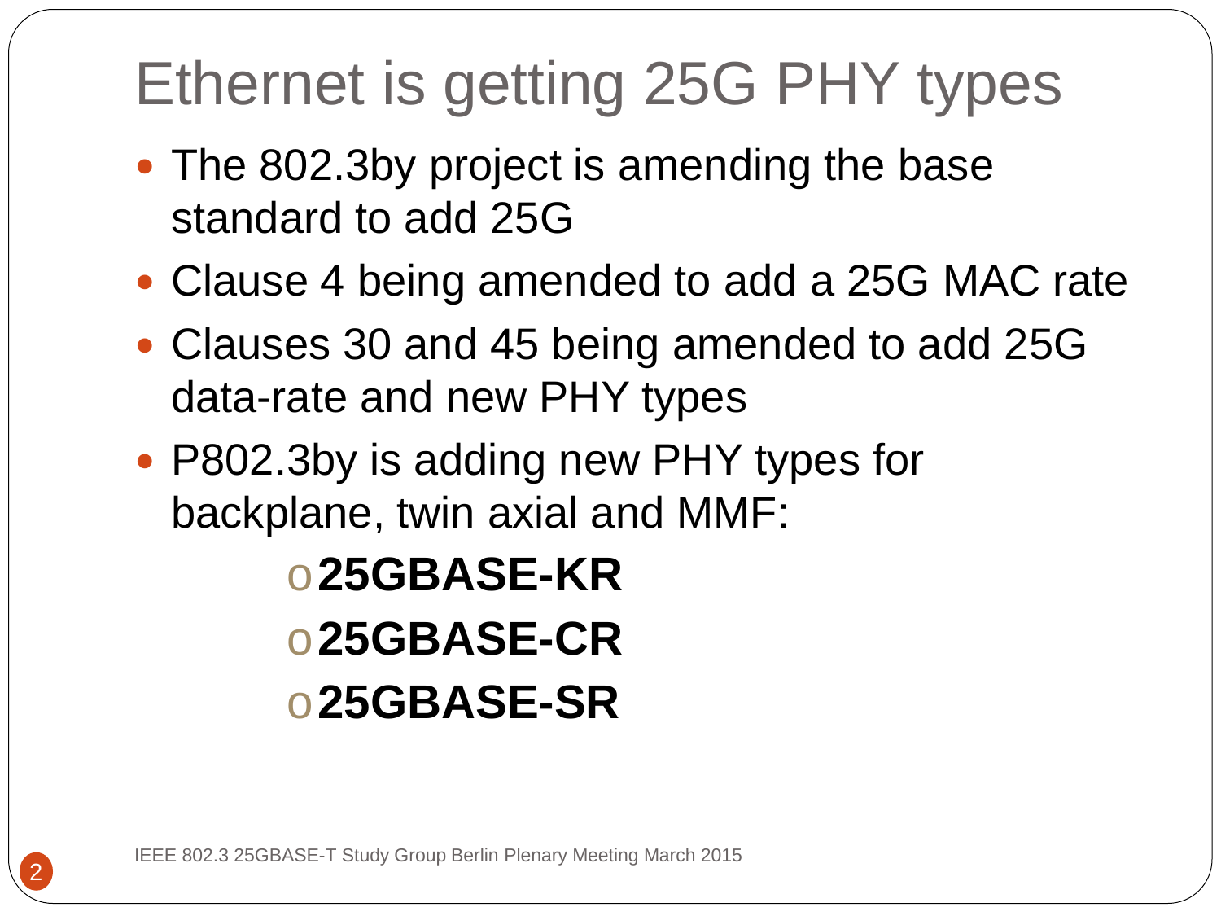# Ethernet is getting 25G PHY types

- The 802.3by project is amending the base standard to add 25G
- Clause 4 being amended to add a 25G MAC rate
- Clauses 30 and 45 being amended to add 25G data-rate and new PHY types
- P802.3by is adding new PHY types for backplane, twin axial and MMF:
  - **25GBASE-KR**
  - **25GBASE-CR**
  - **25GBASE-SR**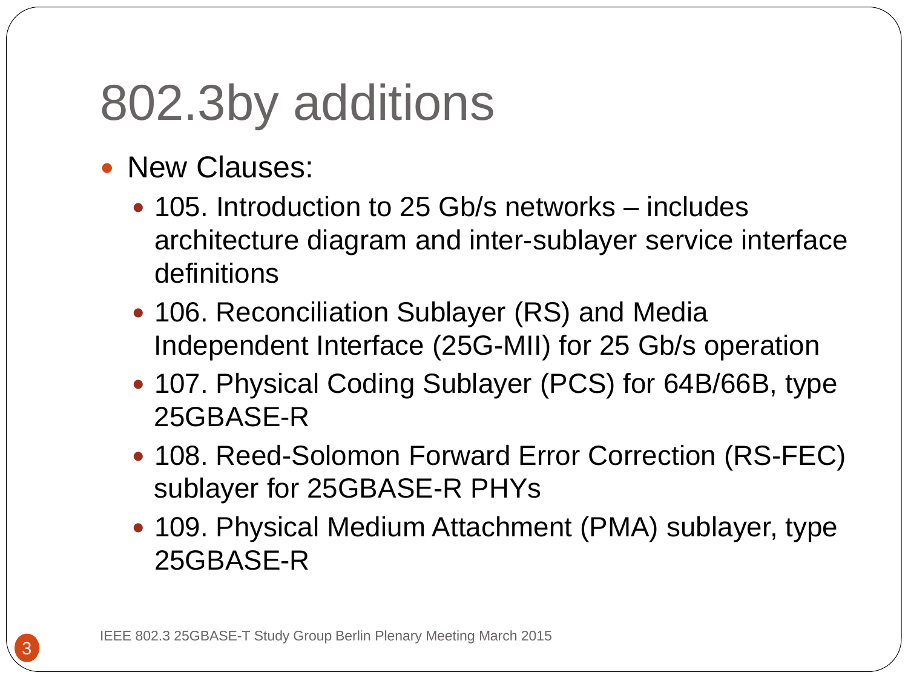# 802.3by additions

- New Clauses:
  - 105. Introduction to 25 Gb/s networks – includes architecture diagram and inter-sublayer service interface definitions
  - 106. Reconciliation Sublayer (RS) and Media Independent Interface (25G-MII) for 25 Gb/s operation
  - 107. Physical Coding Sublayer (PCS) for 64B/66B, type 25GBASE-R
  - 108. Reed-Solomon Forward Error Correction (RS-FEC) sublayer for 25GBASE-R PHYs
  - 109. Physical Medium Attachment (PMA) sublayer, type 25GBASE-R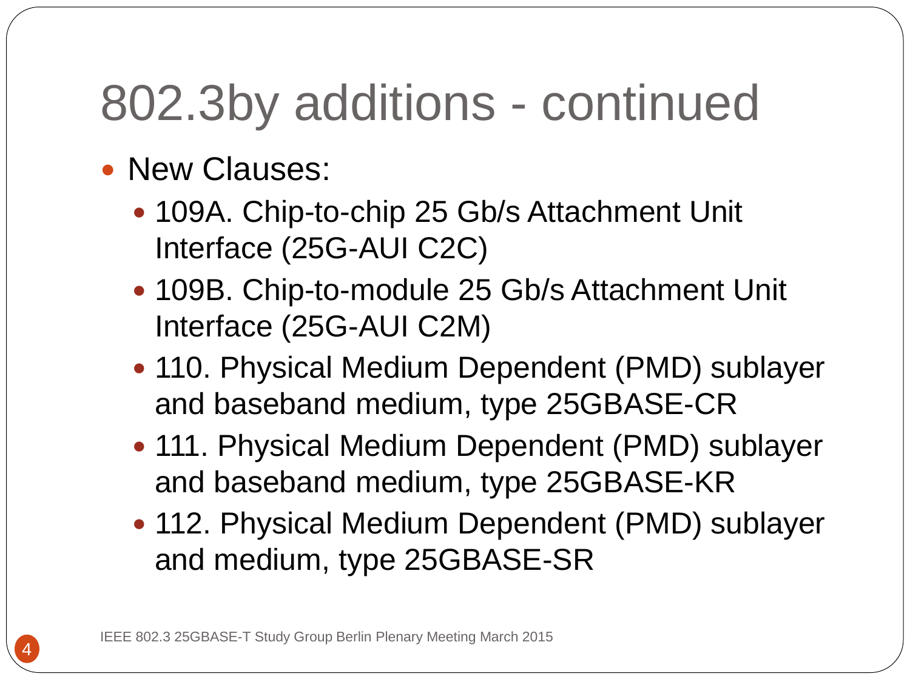# 802.3by additions - continued

- New Clauses:
  - 109A. Chip-to-chip 25 Gb/s Attachment Unit Interface (25G-AUI C2C)
  - 109B. Chip-to-module 25 Gb/s Attachment Unit Interface (25G-AUI C2M)
  - 110. Physical Medium Dependent (PMD) sublayer and baseband medium, type 25GBASE-CR
  - 111. Physical Medium Dependent (PMD) sublayer and baseband medium, type 25GBASE-KR
  - 112. Physical Medium Dependent (PMD) sublayer and medium, type 25GBASE-SR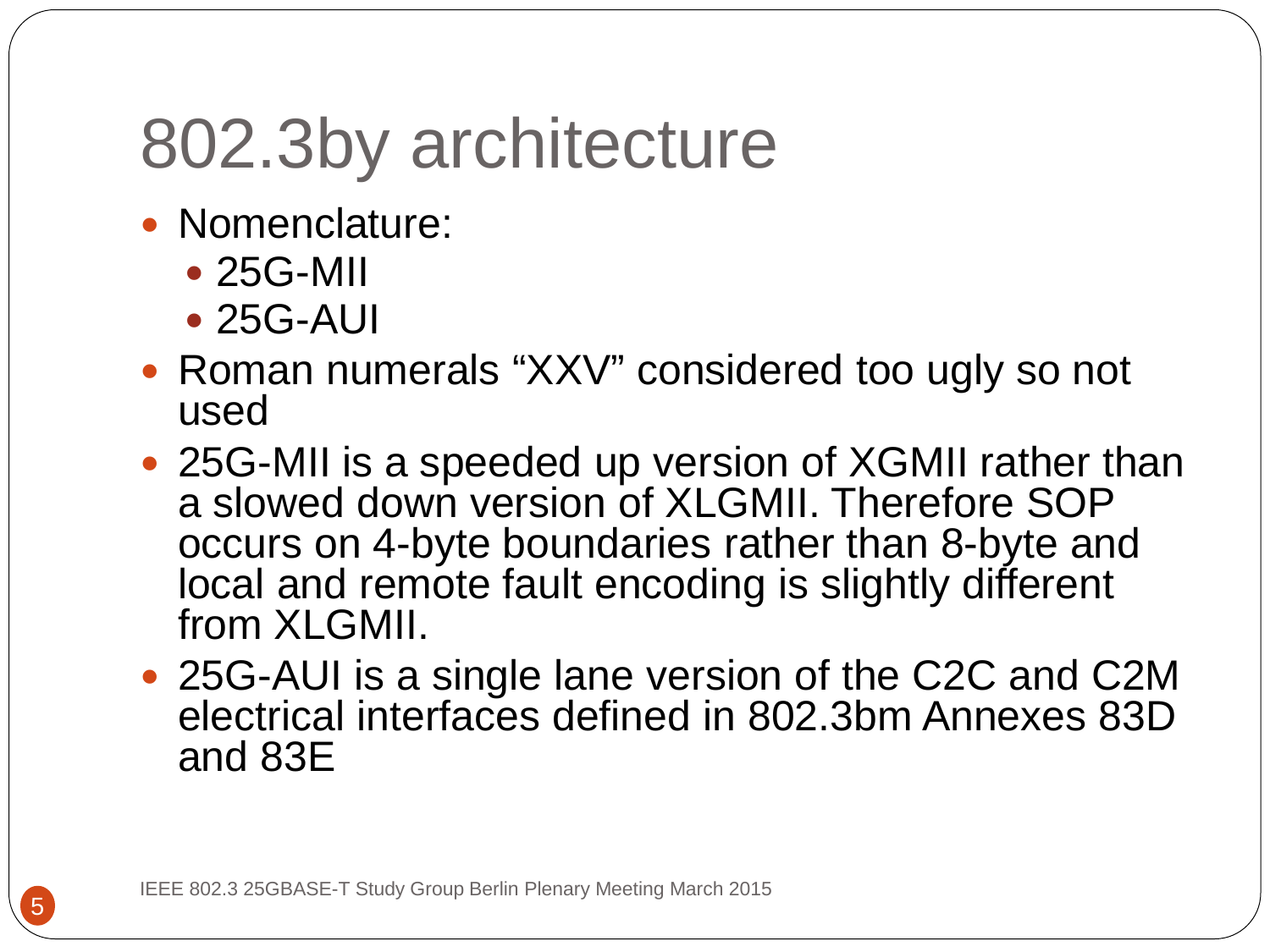# 802.3by architecture

- Nomenclature:
  - 25G-MII
  - 25G-AUI
- Roman numerals “XXV” considered too ugly so not used
- 25G-MII is a speeded up version of XGMII rather than a slowed down version of XLGMII. Therefore SOP occurs on 4-byte boundaries rather than 8-byte and local and remote fault encoding is slightly different from XLGMII.
- 25G-AUI is a single lane version of the C2C and C2M electrical interfaces defined in 802.3bm Annexes 83D and 83E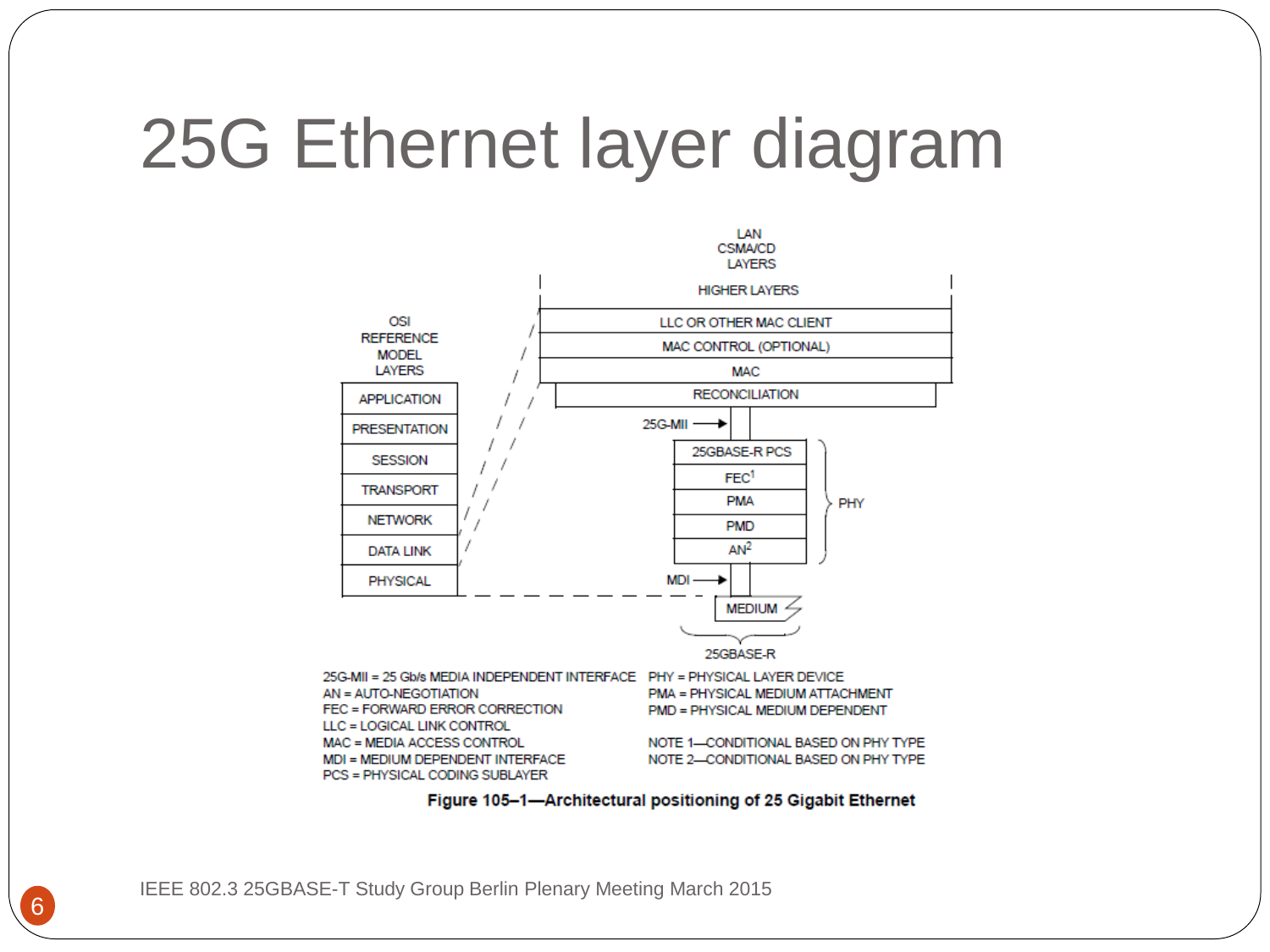# 25G Ethernet layer diagram

LAN CSMA/CD LAYERS

| OSI REFERENCE MODEL LAYERS | LAN CSMA/CD LAYERS |
|---|---|
| APPLICATION | HIGHER LAYERS |
| PRESENTATION | LLC OR OTHER MAC CLIENT |
| SESSION | MAC CONTROL (OPTIONAL) |
| TRANSPORT | MAC |
| NETWORK | RECONCILIATION |
| DATA LINK | 25G-MII → 25GBASE-R PCS, FEC[1], PMA, PMD, AN[2] (PHY) |
| PHYSICAL | MDI → MEDIUM (25GBASE-R) |

25G-MII = 25 Gb/s MEDIA INDEPENDENT INTERFACE
AN = AUTO-NEGOTIATION
FEC = FORWARD ERROR CORRECTION
LLC = LOGICAL LINK CONTROL
MAC = MEDIA ACCESS CONTROL
MDI = MEDIUM DEPENDENT INTERFACE
PCS = PHYSICAL CODING SUBLAYER
PHY = PHYSICAL LAYER DEVICE
PMA = PHYSICAL MEDIUM ATTACHMENT
PMD = PHYSICAL MEDIUM DEPENDENT

NOTE 1—CONDITIONAL BASED ON PHY TYPE
NOTE 2—CONDITIONAL BASED ON PHY TYPE

**Figure 105–1—Architectural positioning of 25 Gigabit Ethernet**

IEEE 802.3 25GBASE-T Study Group Berlin Plenary Meeting March 2015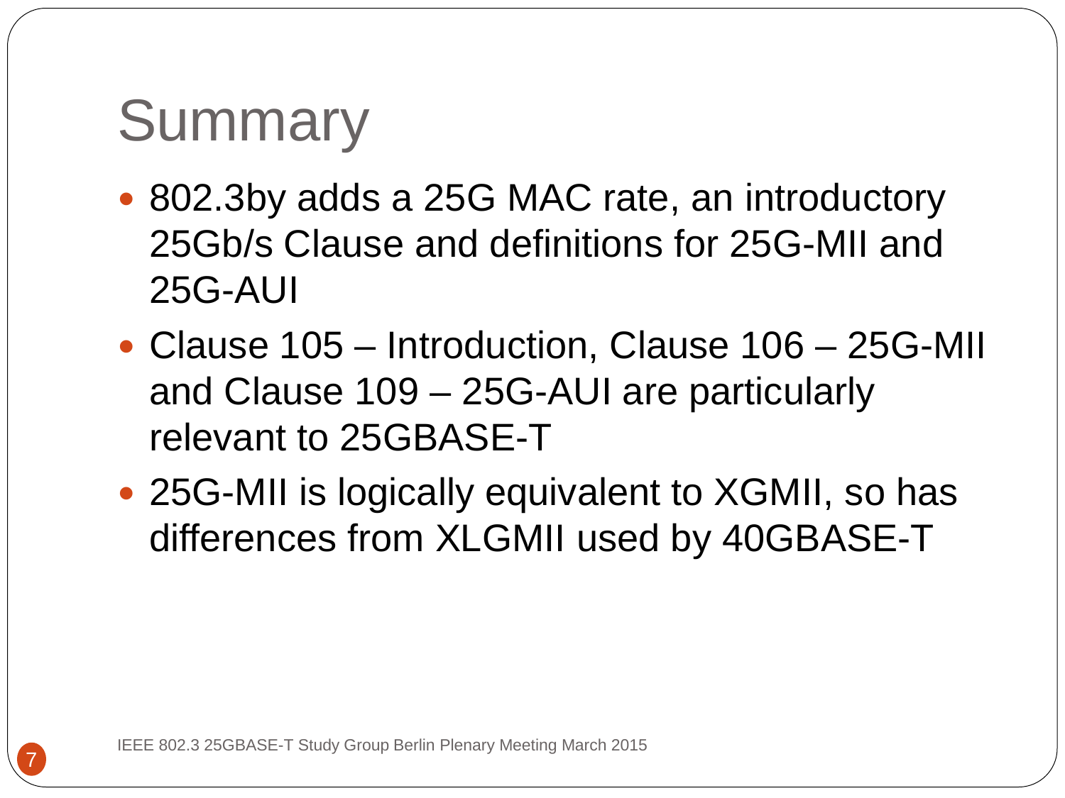# Summary

- 802.3by adds a 25G MAC rate, an introductory 25Gb/s Clause and definitions for 25G-MII and 25G-AUI
- Clause 105 – Introduction, Clause 106 – 25G-MII and Clause 109 – 25G-AUI are particularly relevant to 25GBASE-T
- 25G-MII is logically equivalent to XGMII, so has differences from XLGMII used by 40GBASE-T